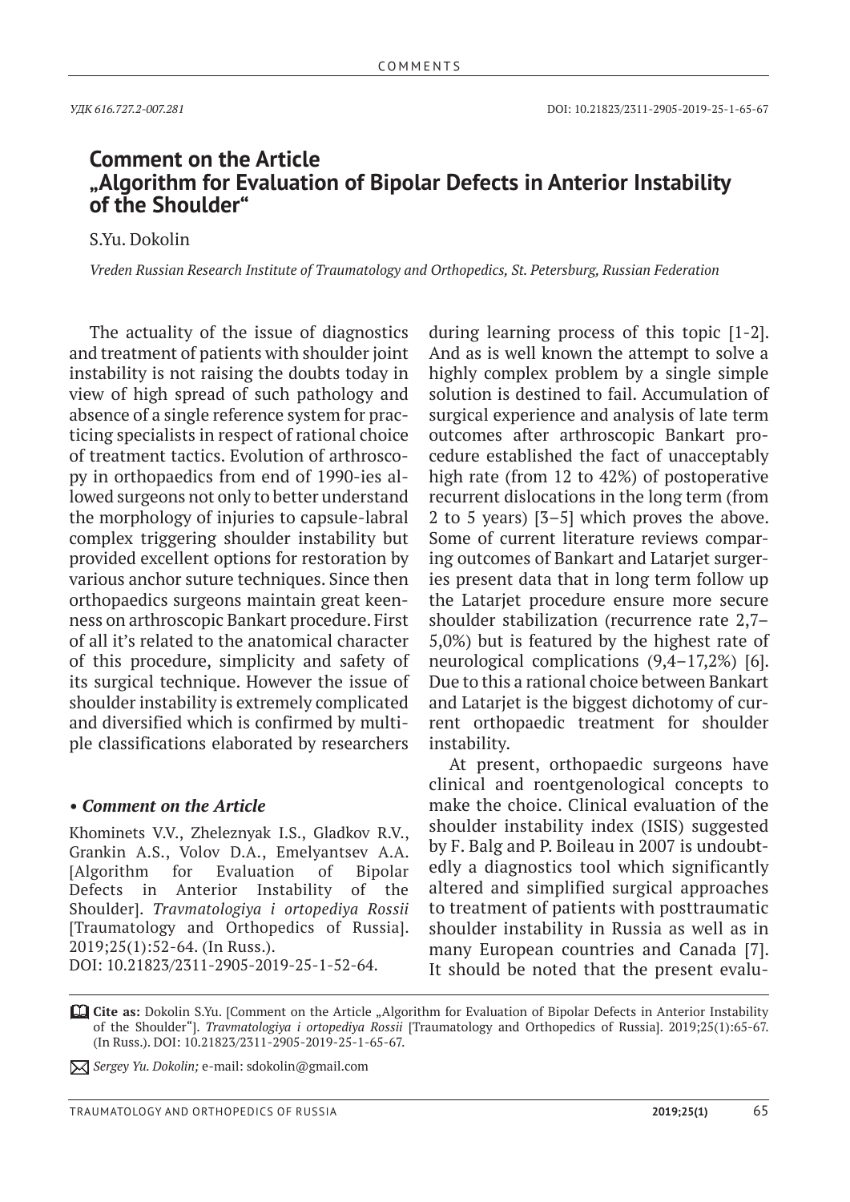УДК 616.727.2-007.281

DOI: 10.21823/2311-2905-2019-25-1-65-67

# Comment on the Article „Algorithm for Evaluation of Bipolar Defects in Anterior Instability of the Shoulder“

S.Yu. Dokolin

*Vreden Russian Research Institute of Traumatology and Orthopedics, St. Petersburg, Russian Federation*

The actuality of the issue of diagnostics and treatment of patients with shoulder joint instability is not raising the doubts today in view of high spread of such pathology and absence of a single reference system for practicing specialists in respect of rational choice of treatment tactics. Evolution of arthroscopy in orthopaedics from end of 1990-ies allowed surgeons not only to better understand the morphology of injuries to capsule-labral complex triggering shoulder instability but provided excellent options for restoration by various anchor suture techniques. Since then orthopaedics surgeons maintain great keenness on arthroscopic Bankart procedure. First of all it's related to the anatomical character of this procedure, simplicity and safety of its surgical technique. However the issue of shoulder instability is extremely complicated and diversified which is confirmed by multiple classifications elaborated by researchers during learning process of this topic [1-2]. And as is well known the attempt to solve a highly complex problem by a single simple solution is destined to fail. Accumulation of surgical experience and analysis of late term outcomes after arthroscopic Bankart procedure established the fact of unacceptably high rate (from 12 to 42%) of postoperative recurrent dislocations in the long term (from 2 to 5 years) [3–5] which proves the above. Some of current literature reviews comparing outcomes of Bankart and Latarjet surgeries present data that in long term follow up the Latarjet procedure ensure more secure shoulder stabilization (recurrence rate 2,7–5,0%) but is featured by the highest rate of neurological complications (9,4–17,2%) [6]. Due to this a rational choice between Bankart and Latarjet is the biggest dichotomy of current orthopaedic treatment for shoulder instability.

At present, orthopaedic surgeons have clinical and roentgenological concepts to make the choice. Clinical evaluation of the shoulder instability index (ISIS) suggested by F. Balg and P. Boileau in 2007 is undoubtedly a diagnostics tool which significantly altered and simplified surgical approaches to treatment of patients with posttraumatic shoulder instability in Russia as well as in many European countries and Canada [7]. It should be noted that the present evalu-

**• *Comment on the Article***

Khominets V.V., Zheleznyak I.S., Gladkov R.V., Grankin A.S., Volov D.A., Emelyantsev A.A. [Algorithm for Evaluation of Bipolar Defects in Anterior Instability of the Shoulder]. *Travmatologiya i ortopediya Rossii* [Traumatology and Orthopedics of Russia]. 2019;25(1):52-64. (In Russ.). DOI: 10.21823/2311-2905-2019-25-1-52-64.

**Cite as:** Dokolin S.Yu. [Comment on the Article „Algorithm for Evaluation of Bipolar Defects in Anterior Instability of the Shoulder“]. *Travmatologiya i ortopediya Rossii* [Traumatology and Orthopedics of Russia]. 2019;25(1):65-67. (In Russ.). DOI: 10.21823/2311-2905-2019-25-1-65-67.

*Sergey Yu. Dokolin;* e-mail: sdokolin@gmail.com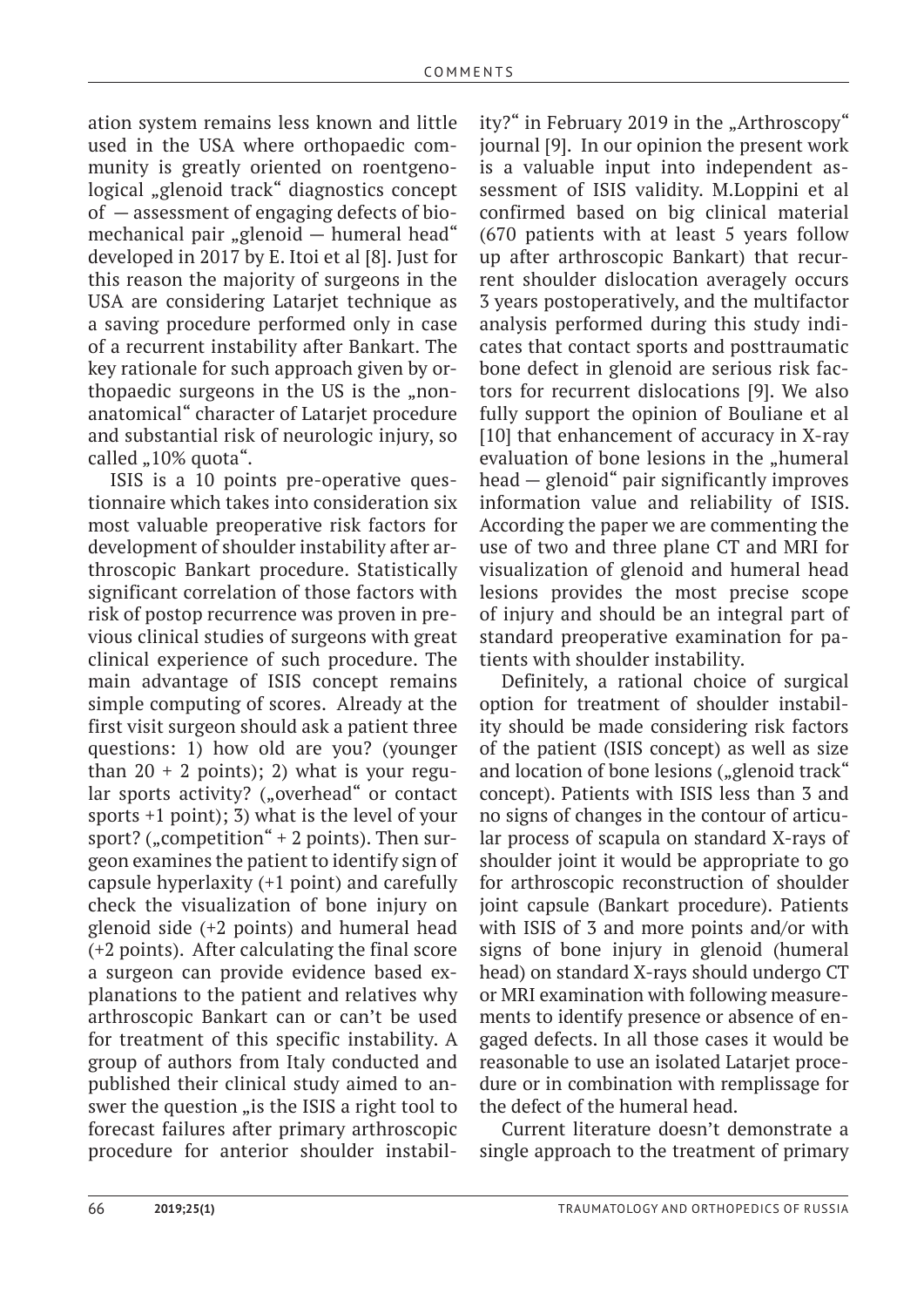ation system remains less known and little used in the USA where orthopaedic community is greatly oriented on roentgenological „glenoid track" diagnostics concept of — assessment of engaging defects of biomechanical pair „glenoid — humeral head" developed in 2017 by E. Itoi et al [8]. Just for this reason the majority of surgeons in the USA are considering Latarjet technique as a saving procedure performed only in case of a recurrent instability after Bankart. The key rationale for such approach given by orthopaedic surgeons in the US is the „non-anatomical" character of Latarjet procedure and substantial risk of neurologic injury, so called „10% quota".

ISIS is a 10 points pre-operative questionnaire which takes into consideration six most valuable preoperative risk factors for development of shoulder instability after arthroscopic Bankart procedure. Statistically significant correlation of those factors with risk of postop recurrence was proven in previous clinical studies of surgeons with great clinical experience of such procedure. The main advantage of ISIS concept remains simple computing of scores. Already at the first visit surgeon should ask a patient three questions: 1) how old are you? (younger than 20 + 2 points); 2) what is your regular sports activity? („overhead" or contact sports +1 point); 3) what is the level of your sport? („competition" + 2 points). Then surgeon examines the patient to identify sign of capsule hyperlaxity (+1 point) and carefully check the visualization of bone injury on glenoid side (+2 points) and humeral head (+2 points). After calculating the final score a surgeon can provide evidence based explanations to the patient and relatives why arthroscopic Bankart can or can't be used for treatment of this specific instability. A group of authors from Italy conducted and published their clinical study aimed to answer the question „is the ISIS a right tool to forecast failures after primary arthroscopic procedure for anterior shoulder instability?" in February 2019 in the „Arthroscopy" journal [9]. In our opinion the present work is a valuable input into independent assessment of ISIS validity. M.Loppini et al confirmed based on big clinical material (670 patients with at least 5 years follow up after arthroscopic Bankart) that recurrent shoulder dislocation averagely occurs 3 years postoperatively, and the multifactor analysis performed during this study indicates that contact sports and posttraumatic bone defect in glenoid are serious risk factors for recurrent dislocations [9]. We also fully support the opinion of Bouliane et al [10] that enhancement of accuracy in X-ray evaluation of bone lesions in the „humeral head — glenoid" pair significantly improves information value and reliability of ISIS. According the paper we are commenting the use of two and three plane CT and MRI for visualization of glenoid and humeral head lesions provides the most precise scope of injury and should be an integral part of standard preoperative examination for patients with shoulder instability.

Definitely, a rational choice of surgical option for treatment of shoulder instability should be made considering risk factors of the patient (ISIS concept) as well as size and location of bone lesions („glenoid track" concept). Patients with ISIS less than 3 and no signs of changes in the contour of articular process of scapula on standard X-rays of shoulder joint it would be appropriate to go for arthroscopic reconstruction of shoulder joint capsule (Bankart procedure). Patients with ISIS of 3 and more points and/or with signs of bone injury in glenoid (humeral head) on standard X-rays should undergo CT or MRI examination with following measurements to identify presence or absence of engaged defects. In all those cases it would be reasonable to use an isolated Latarjet procedure or in combination with remplissage for the defect of the humeral head.

Current literature doesn't demonstrate a single approach to the treatment of primary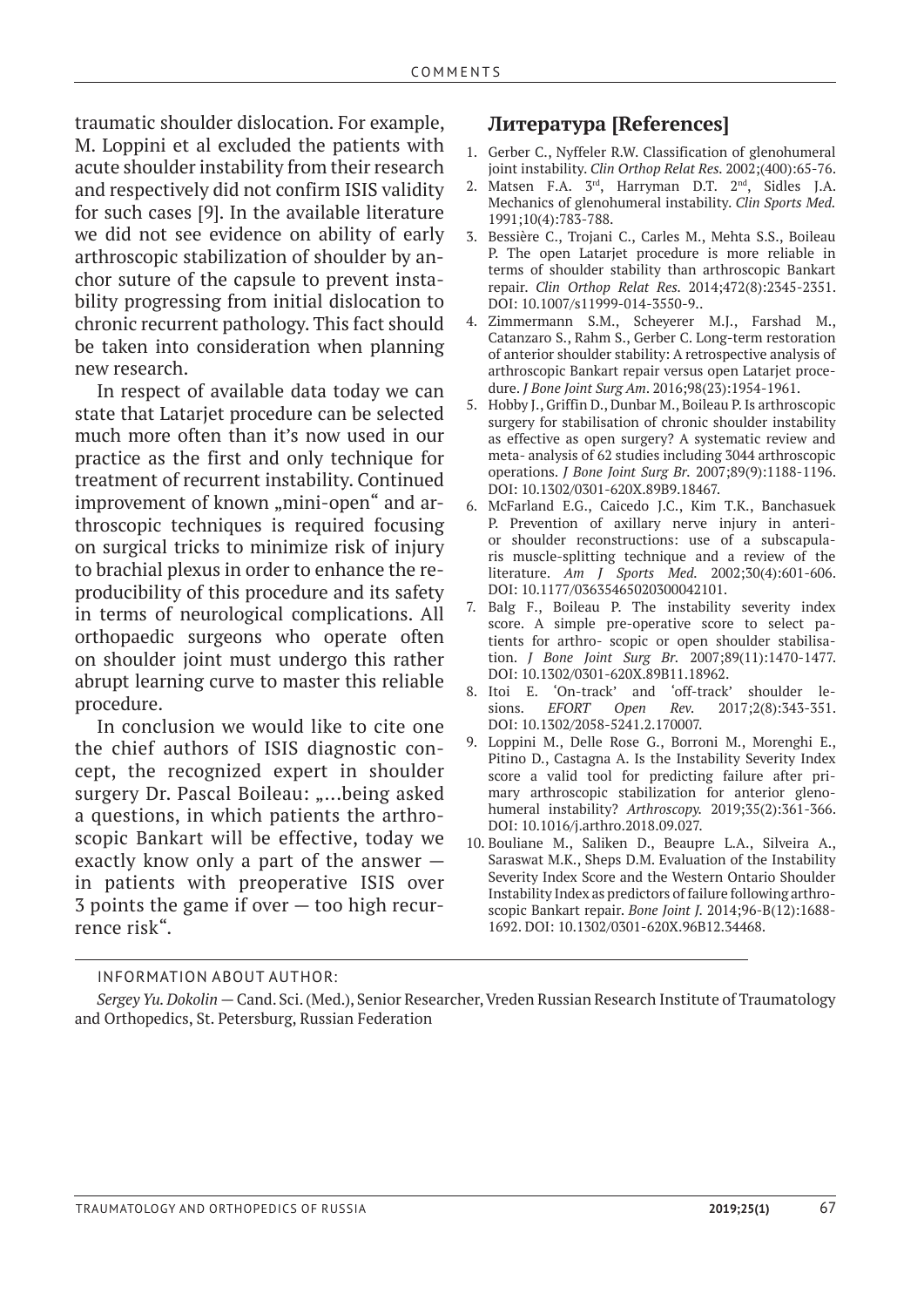traumatic shoulder dislocation. For example, M. Loppini et al excluded the patients with acute shoulder instability from their research and respectively did not confirm ISIS validity for such cases [9]. In the available literature we did not see evidence on ability of early arthroscopic stabilization of shoulder by anchor suture of the capsule to prevent instability progressing from initial dislocation to chronic recurrent pathology. This fact should be taken into consideration when planning new research.

In respect of available data today we can state that Latarjet procedure can be selected much more often than it's now used in our practice as the first and only technique for treatment of recurrent instability. Continued improvement of known „mini-open" and arthroscopic techniques is required focusing on surgical tricks to minimize risk of injury to brachial plexus in order to enhance the reproducibility of this procedure and its safety in terms of neurological complications. All orthopaedic surgeons who operate often on shoulder joint must undergo this rather abrupt learning curve to master this reliable procedure.

In conclusion we would like to cite one the chief authors of ISIS diagnostic concept, the recognized expert in shoulder surgery Dr. Pascal Boileau: „…being asked a questions, in which patients the arthroscopic Bankart will be effective, today we exactly know only a part of the answer — in patients with preoperative ISIS over 3 points the game if over — too high recurrence risk".

## Литература [References]

1. Gerber C., Nyffeler R.W. Classification of glenohumeral joint instability. *Clin Orthop Relat Res*. 2002;(400):65-76.
2. Matsen F.A. 3rd, Harryman D.T. 2nd, Sidles J.A. Mechanics of glenohumeral instability. *Clin Sports Med*. 1991;10(4):783-788.
3. Bessière C., Trojani C., Carles M., Mehta S.S., Boileau P. The open Latarjet procedure is more reliable in terms of shoulder stability than arthroscopic Bankart repair. *Clin Orthop Relat Res*. 2014;472(8):2345-2351. DOI: 10.1007/s11999-014-3550-9..
4. Zimmermann S.M., Scheyerer M.J., Farshad M., Catanzaro S., Rahm S., Gerber C. Long-term restoration of anterior shoulder stability: A retrospective analysis of arthroscopic Bankart repair versus open Latarjet procedure. *J Bone Joint Surg Am*. 2016;98(23):1954-1961.
5. Hobby J., Griffin D., Dunbar M., Boileau P. Is arthroscopic surgery for stabilisation of chronic shoulder instability as effective as open surgery? A systematic review and meta- analysis of 62 studies including 3044 arthroscopic operations. *J Bone Joint Surg Br*. 2007;89(9):1188-1196. DOI: 10.1302/0301-620X.89B9.18467.
6. McFarland E.G., Caicedo J.C., Kim T.K., Banchasuek P. Prevention of axillary nerve injury in anterior shoulder reconstructions: use of a subscapularis muscle-splitting technique and a review of the literature. *Am J Sports Med*. 2002;30(4):601-606. DOI: 10.1177/03635465020300042101.
7. Balg F., Boileau P. The instability severity index score. A simple pre-operative score to select patients for arthro- scopic or open shoulder stabilisation. *J Bone Joint Surg Br*. 2007;89(11):1470-1477. DOI: 10.1302/0301-620X.89B11.18962.
8. Itoi E. 'On-track' and 'off-track' shoulder lesions. *EFORT Open Rev*. 2017;2(8):343-351. DOI: 10.1302/2058-5241.2.170007.
9. Loppini M., Delle Rose G., Borroni M., Morenghi E., Pitino D., Castagna A. Is the Instability Severity Index score a valid tool for predicting failure after primary arthroscopic stabilization for anterior glenohumeral instability? *Arthroscopy*. 2019;35(2):361-366. DOI: 10.1016/j.arthro.2018.09.027.
10. Bouliane M., Saliken D., Beaupre L.A., Silveira A., Saraswat M.K., Sheps D.M. Evaluation of the Instability Severity Index Score and the Western Ontario Shoulder Instability Index as predictors of failure following arthroscopic Bankart repair. *Bone Joint J*. 2014;96-B(12):1688-1692. DOI: 10.1302/0301-620X.96B12.34468.

INFORMATION ABOUT AUTHOR:

*Sergey Yu. Dokolin* — Cand. Sci. (Med.), Senior Researcher, Vreden Russian Research Institute of Traumatology and Orthopedics, St. Petersburg, Russian Federation